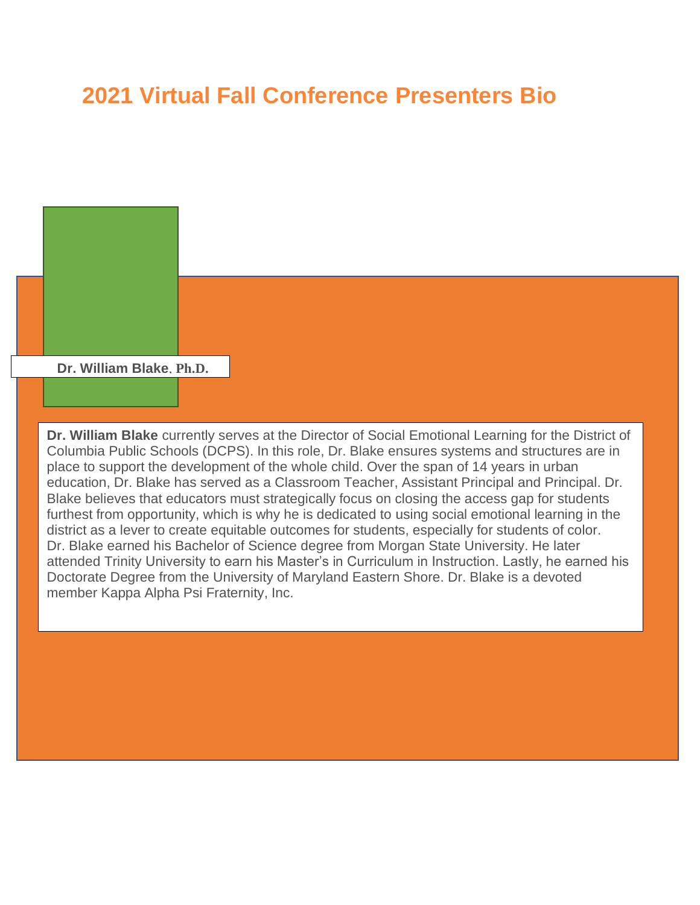# 2021 Virtual Fall Conference Presenters Bio

**Dr. William Blake, Ph.D.**

**Dr. William Blake** currently serves at the Director of Social Emotional Learning for the District of Columbia Public Schools (DCPS). In this role, Dr. Blake ensures systems and structures are in place to support the development of the whole child. Over the span of 14 years in urban education, Dr. Blake has served as a Classroom Teacher, Assistant Principal and Principal. Dr. Blake believes that educators must strategically focus on closing the access gap for students furthest from opportunity, which is why he is dedicated to using social emotional learning in the district as a lever to create equitable outcomes for students, especially for students of color. Dr. Blake earned his Bachelor of Science degree from Morgan State University. He later attended Trinity University to earn his Master's in Curriculum in Instruction. Lastly, he earned his Doctorate Degree from the University of Maryland Eastern Shore. Dr. Blake is a devoted member Kappa Alpha Psi Fraternity, Inc.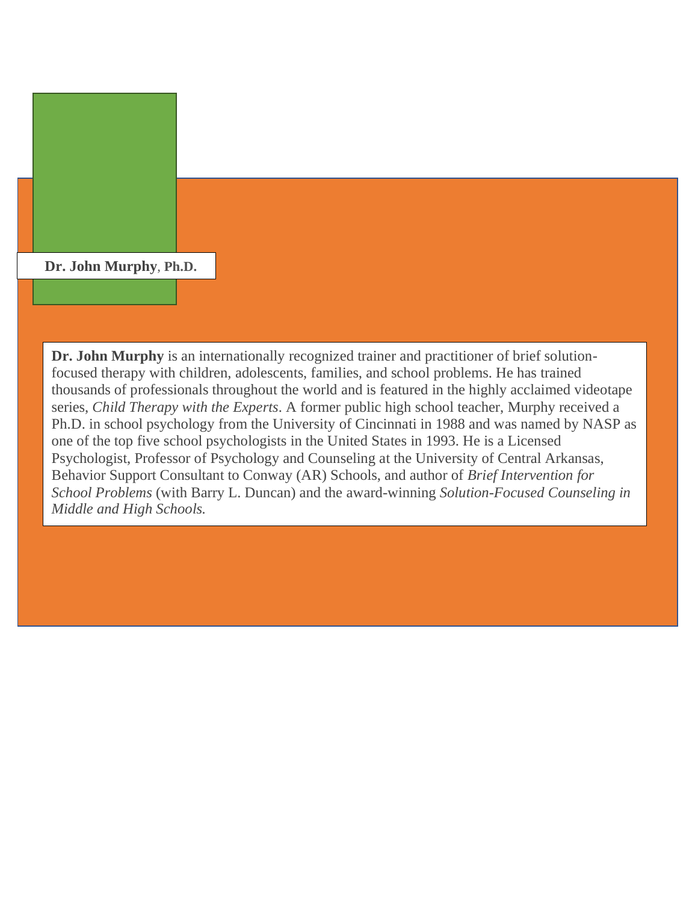**Dr. John Murphy**, **Ph.D.**

**Dr. John Murphy** is an internationally recognized trainer and practitioner of brief solution-focused therapy with children, adolescents, families, and school problems. He has trained thousands of professionals throughout the world and is featured in the highly acclaimed videotape series, *Child Therapy with the Experts*. A former public high school teacher, Murphy received a Ph.D. in school psychology from the University of Cincinnati in 1988 and was named by NASP as one of the top five school psychologists in the United States in 1993. He is a Licensed Psychologist, Professor of Psychology and Counseling at the University of Central Arkansas, Behavior Support Consultant to Conway (AR) Schools, and author of *Brief Intervention for School Problems* (with Barry L. Duncan) and the award-winning *Solution-Focused Counseling in Middle and High Schools.*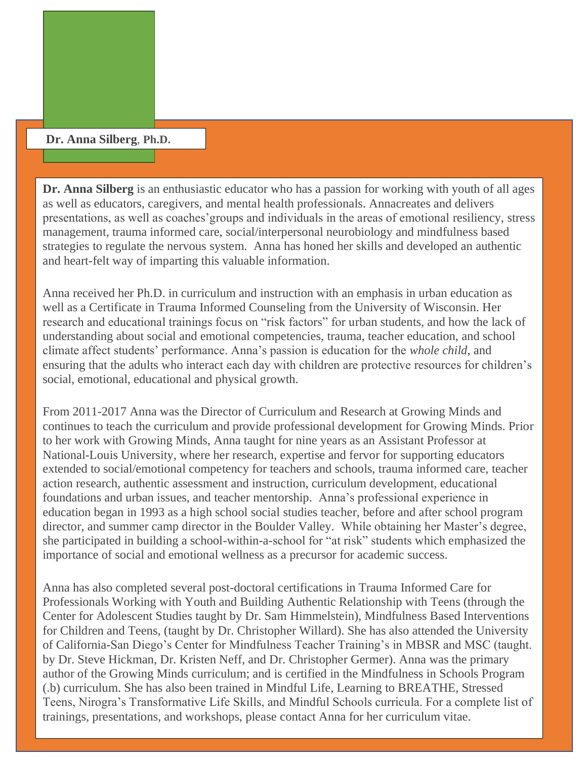**Dr. Anna Silberg**, **Ph.D.**

**Dr. Anna Silberg** is an enthusiastic educator who has a passion for working with youth of all ages as well as educators, caregivers, and mental health professionals. Annacreates and delivers presentations, as well as coaches'groups and individuals in the areas of emotional resiliency, stress management, trauma informed care, social/interpersonal neurobiology and mindfulness based strategies to regulate the nervous system. Anna has honed her skills and developed an authentic and heart-felt way of imparting this valuable information.

Anna received her Ph.D. in curriculum and instruction with an emphasis in urban education as well as a Certificate in Trauma Informed Counseling from the University of Wisconsin. Her research and educational trainings focus on "risk factors" for urban students, and how the lack of understanding about social and emotional competencies, trauma, teacher education, and school climate affect students' performance. Anna's passion is education for the *whole child*, and ensuring that the adults who interact each day with children are protective resources for children's social, emotional, educational and physical growth.

From 2011-2017 Anna was the Director of Curriculum and Research at Growing Minds and continues to teach the curriculum and provide professional development for Growing Minds. Prior to her work with Growing Minds, Anna taught for nine years as an Assistant Professor at National-Louis University, where her research, expertise and fervor for supporting educators extended to social/emotional competency for teachers and schools, trauma informed care, teacher action research, authentic assessment and instruction, curriculum development, educational foundations and urban issues, and teacher mentorship. Anna's professional experience in education began in 1993 as a high school social studies teacher, before and after school program director, and summer camp director in the Boulder Valley. While obtaining her Master's degree, she participated in building a school-within-a-school for "at risk" students which emphasized the importance of social and emotional wellness as a precursor for academic success.

Anna has also completed several post-doctoral certifications in Trauma Informed Care for Professionals Working with Youth and Building Authentic Relationship with Teens (through the Center for Adolescent Studies taught by Dr. Sam Himmelstein), Mindfulness Based Interventions for Children and Teens, (taught by Dr. Christopher Willard). She has also attended the University of California-San Diego's Center for Mindfulness Teacher Training's in MBSR and MSC (taught. by Dr. Steve Hickman, Dr. Kristen Neff, and Dr. Christopher Germer). Anna was the primary author of the Growing Minds curriculum; and is certified in the Mindfulness in Schools Program (.b) curriculum. She has also been trained in Mindful Life, Learning to BREATHE, Stressed Teens, Nirogra's Transformative Life Skills, and Mindful Schools curricula. For a complete list of trainings, presentations, and workshops, please contact Anna for her curriculum vitae.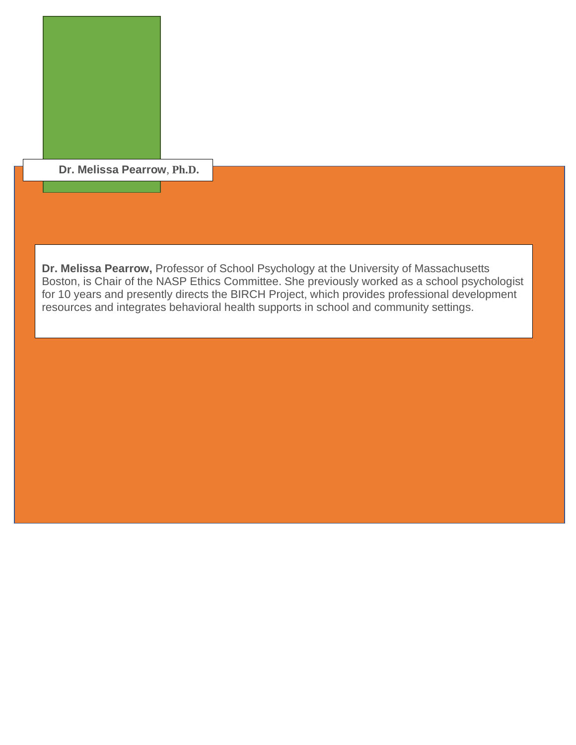**Dr. Melissa Pearrow, Ph.D.**

**Dr. Melissa Pearrow,** Professor of School Psychology at the University of Massachusetts Boston, is Chair of the NASP Ethics Committee. She previously worked as a school psychologist for 10 years and presently directs the BIRCH Project, which provides professional development resources and integrates behavioral health supports in school and community settings.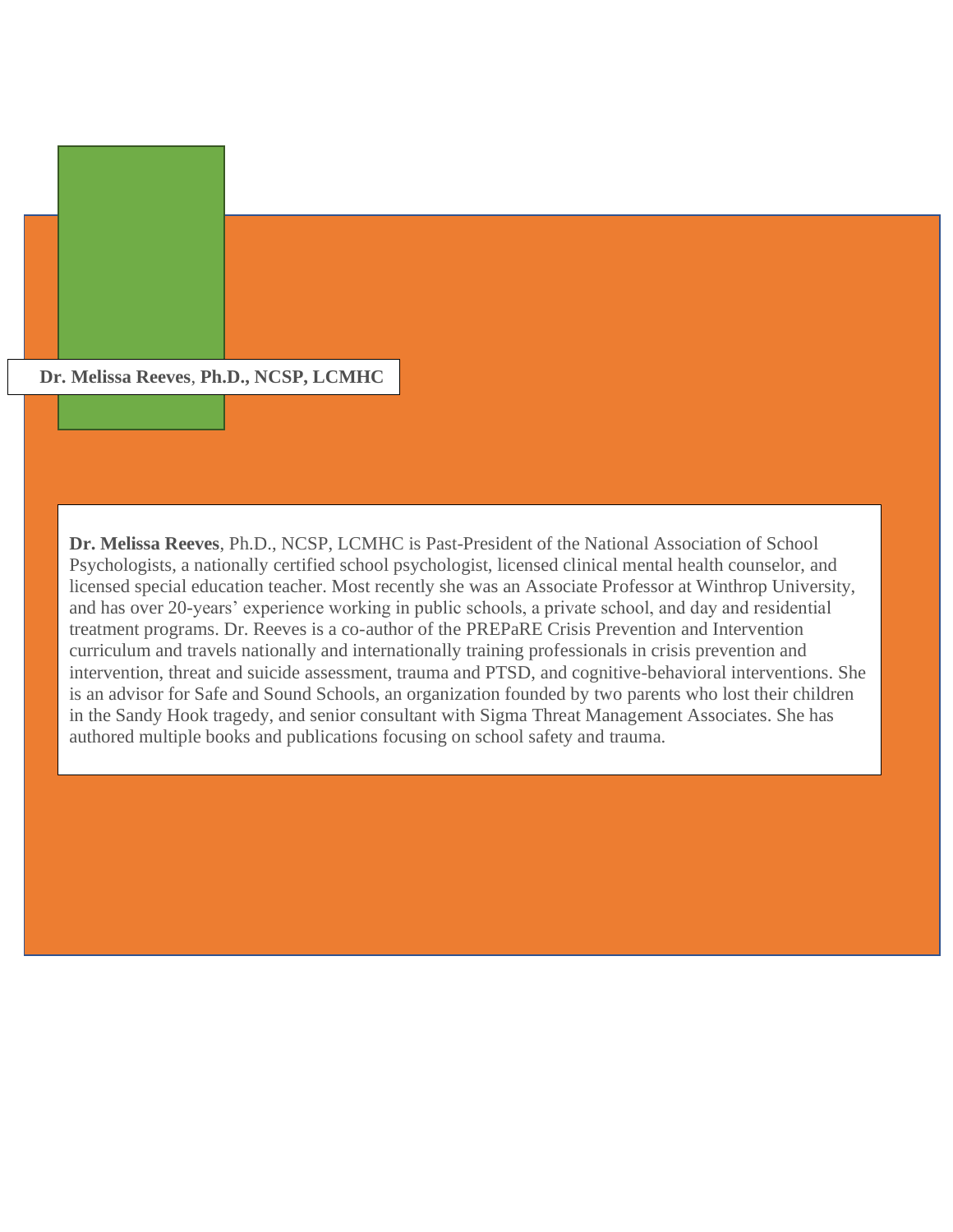**Dr. Melissa Reeves**, **Ph.D., NCSP, LCMHC**

**Dr. Melissa Reeves**, Ph.D., NCSP, LCMHC is Past-President of the National Association of School Psychologists, a nationally certified school psychologist, licensed clinical mental health counselor, and licensed special education teacher. Most recently she was an Associate Professor at Winthrop University, and has over 20-years' experience working in public schools, a private school, and day and residential treatment programs. Dr. Reeves is a co-author of the PREPaRE Crisis Prevention and Intervention curriculum and travels nationally and internationally training professionals in crisis prevention and intervention, threat and suicide assessment, trauma and PTSD, and cognitive-behavioral interventions. She is an advisor for Safe and Sound Schools, an organization founded by two parents who lost their children in the Sandy Hook tragedy, and senior consultant with Sigma Threat Management Associates. She has authored multiple books and publications focusing on school safety and trauma.